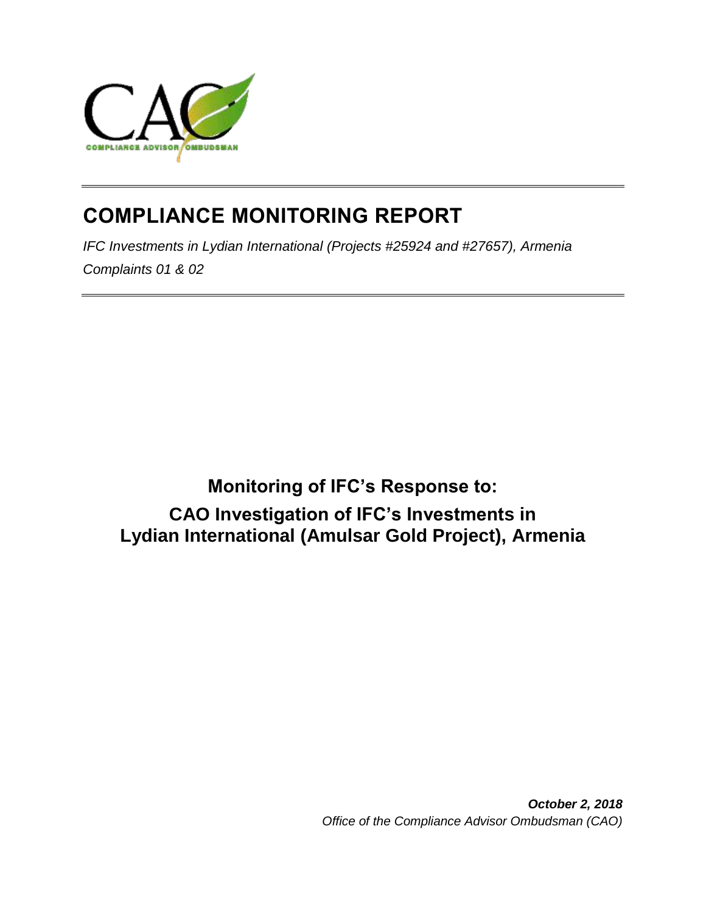CAO

COMPLIANCE ADVISOR OMBUDSMAN

# COMPLIANCE MONITORING REPORT

*IFC Investments in Lydian International (Projects #25924 and #27657), Armenia*

*Complaints 01 & 02*

## Monitoring of IFC's Response to:

## CAO Investigation of IFC's Investments in Lydian International (Amulsar Gold Project), Armenia

***October 2, 2018***

*Office of the Compliance Advisor Ombudsman (CAO)*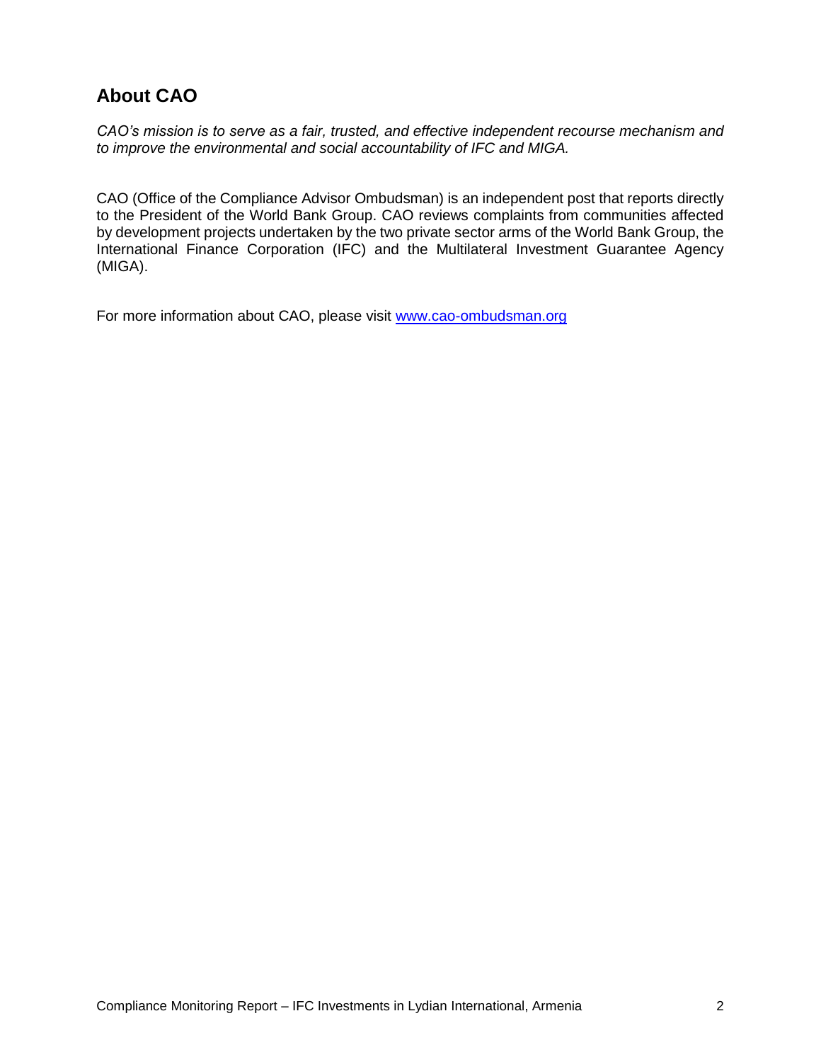## About CAO

*CAO's mission is to serve as a fair, trusted, and effective independent recourse mechanism and to improve the environmental and social accountability of IFC and MIGA.*

CAO (Office of the Compliance Advisor Ombudsman) is an independent post that reports directly to the President of the World Bank Group. CAO reviews complaints from communities affected by development projects undertaken by the two private sector arms of the World Bank Group, the International Finance Corporation (IFC) and the Multilateral Investment Guarantee Agency (MIGA).

For more information about CAO, please visit [www.cao-ombudsman.org](http://www.cao-ombudsman.org)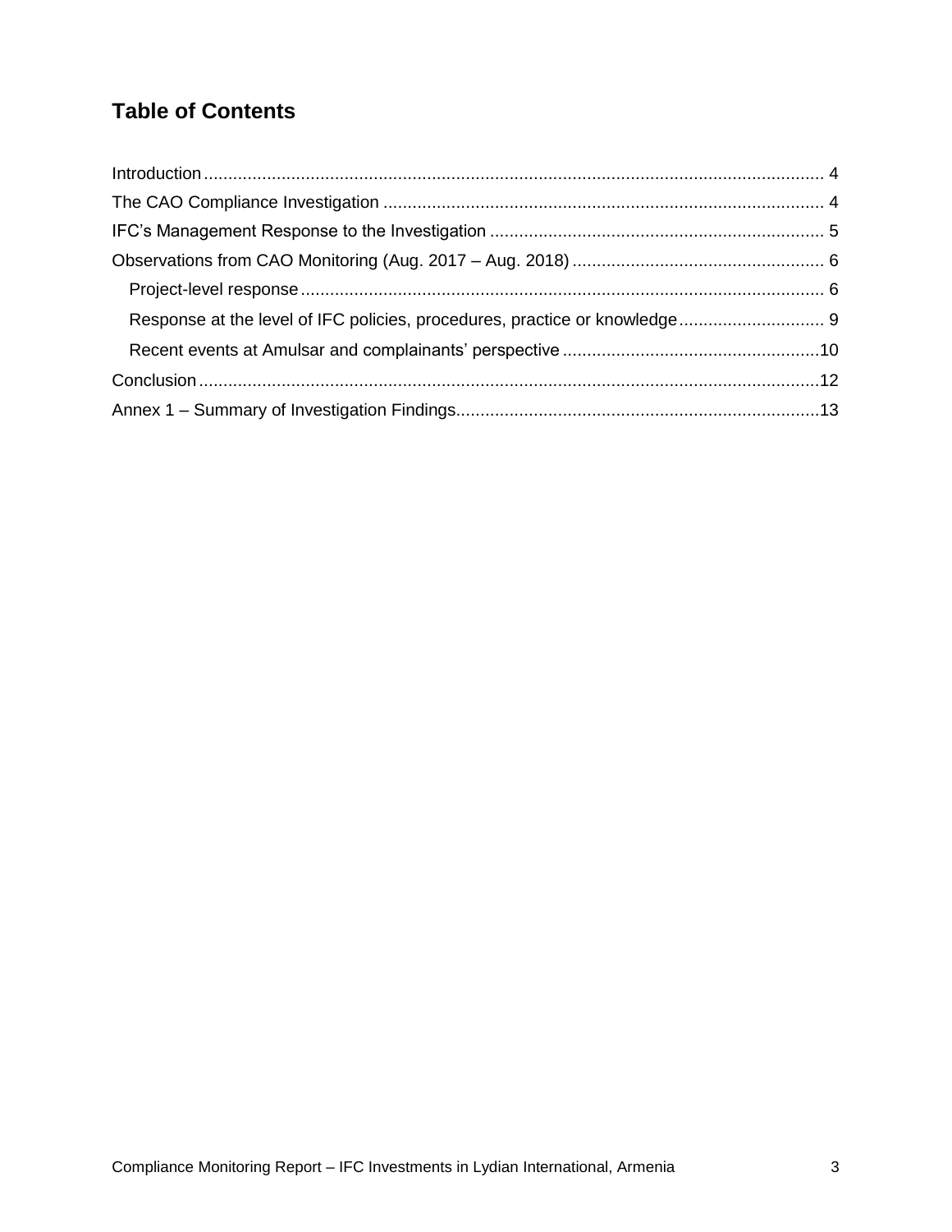## Table of Contents

Introduction ............................................................................................................................... 4
The CAO Compliance Investigation ......................................................................................... 4
IFC's Management Response to the Investigation .................................................................... 5
Observations from CAO Monitoring (Aug. 2017 – Aug. 2018) .................................................. 6
  Project-level response ......................................................................................................... 6
  Response at the level of IFC policies, procedures, practice or knowledge ............................ 9
  Recent events at Amulsar and complainants' perspective .................................................. 10
Conclusion ............................................................................................................................... 12
Annex 1 – Summary of Investigation Findings.......................................................................... 13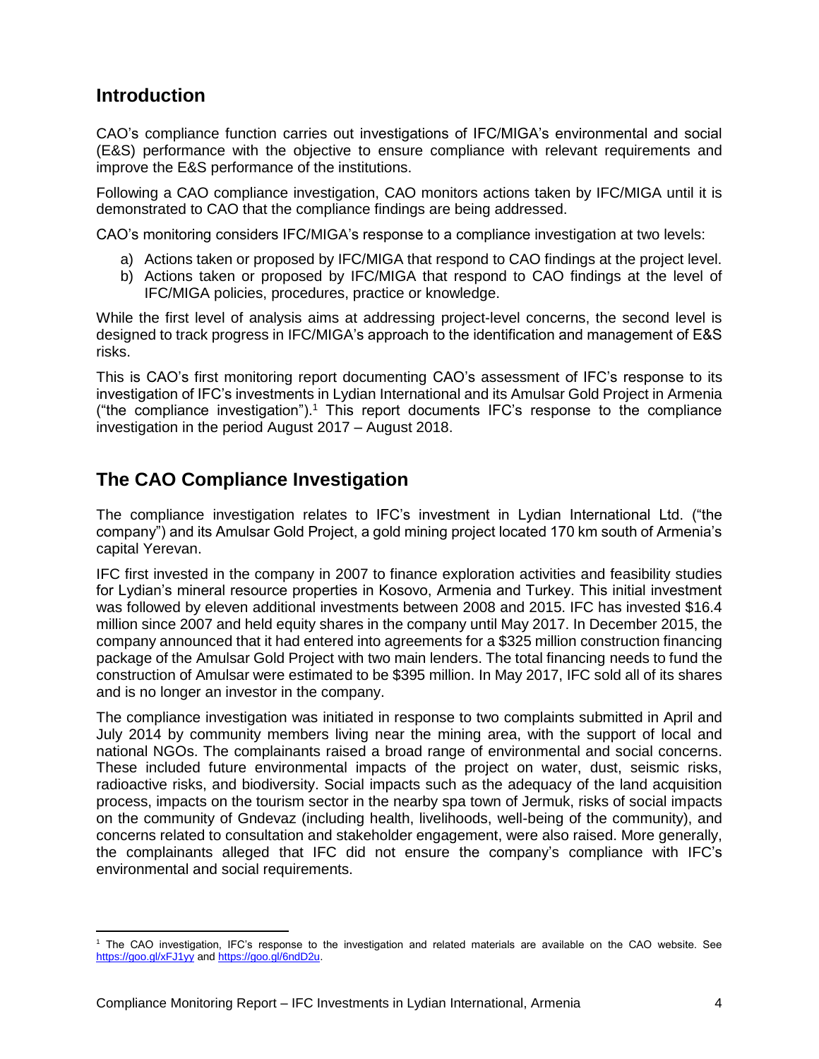## Introduction

CAO's compliance function carries out investigations of IFC/MIGA's environmental and social (E&S) performance with the objective to ensure compliance with relevant requirements and improve the E&S performance of the institutions.

Following a CAO compliance investigation, CAO monitors actions taken by IFC/MIGA until it is demonstrated to CAO that the compliance findings are being addressed.

CAO's monitoring considers IFC/MIGA's response to a compliance investigation at two levels:

a) Actions taken or proposed by IFC/MIGA that respond to CAO findings at the project level.
b) Actions taken or proposed by IFC/MIGA that respond to CAO findings at the level of IFC/MIGA policies, procedures, practice or knowledge.

While the first level of analysis aims at addressing project-level concerns, the second level is designed to track progress in IFC/MIGA's approach to the identification and management of E&S risks.

This is CAO's first monitoring report documenting CAO's assessment of IFC's response to its investigation of IFC's investments in Lydian International and its Amulsar Gold Project in Armenia ("the compliance investigation").[1] This report documents IFC's response to the compliance investigation in the period August 2017 – August 2018.

## The CAO Compliance Investigation

The compliance investigation relates to IFC's investment in Lydian International Ltd. ("the company") and its Amulsar Gold Project, a gold mining project located 170 km south of Armenia's capital Yerevan.

IFC first invested in the company in 2007 to finance exploration activities and feasibility studies for Lydian's mineral resource properties in Kosovo, Armenia and Turkey. This initial investment was followed by eleven additional investments between 2008 and 2015. IFC has invested $16.4 million since 2007 and held equity shares in the company until May 2017. In December 2015, the company announced that it had entered into agreements for a $325 million construction financing package of the Amulsar Gold Project with two main lenders. The total financing needs to fund the construction of Amulsar were estimated to be $395 million. In May 2017, IFC sold all of its shares and is no longer an investor in the company.

The compliance investigation was initiated in response to two complaints submitted in April and July 2014 by community members living near the mining area, with the support of local and national NGOs. The complainants raised a broad range of environmental and social concerns. These included future environmental impacts of the project on water, dust, seismic risks, radioactive risks, and biodiversity. Social impacts such as the adequacy of the land acquisition process, impacts on the tourism sector in the nearby spa town of Jermuk, risks of social impacts on the community of Gndevaz (including health, livelihoods, well-being of the community), and concerns related to consultation and stakeholder engagement, were also raised. More generally, the complainants alleged that IFC did not ensure the company's compliance with IFC's environmental and social requirements.

[1] The CAO investigation, IFC's response to the investigation and related materials are available on the CAO website. See https://goo.gl/xFJ1yy and https://goo.gl/6ndD2u.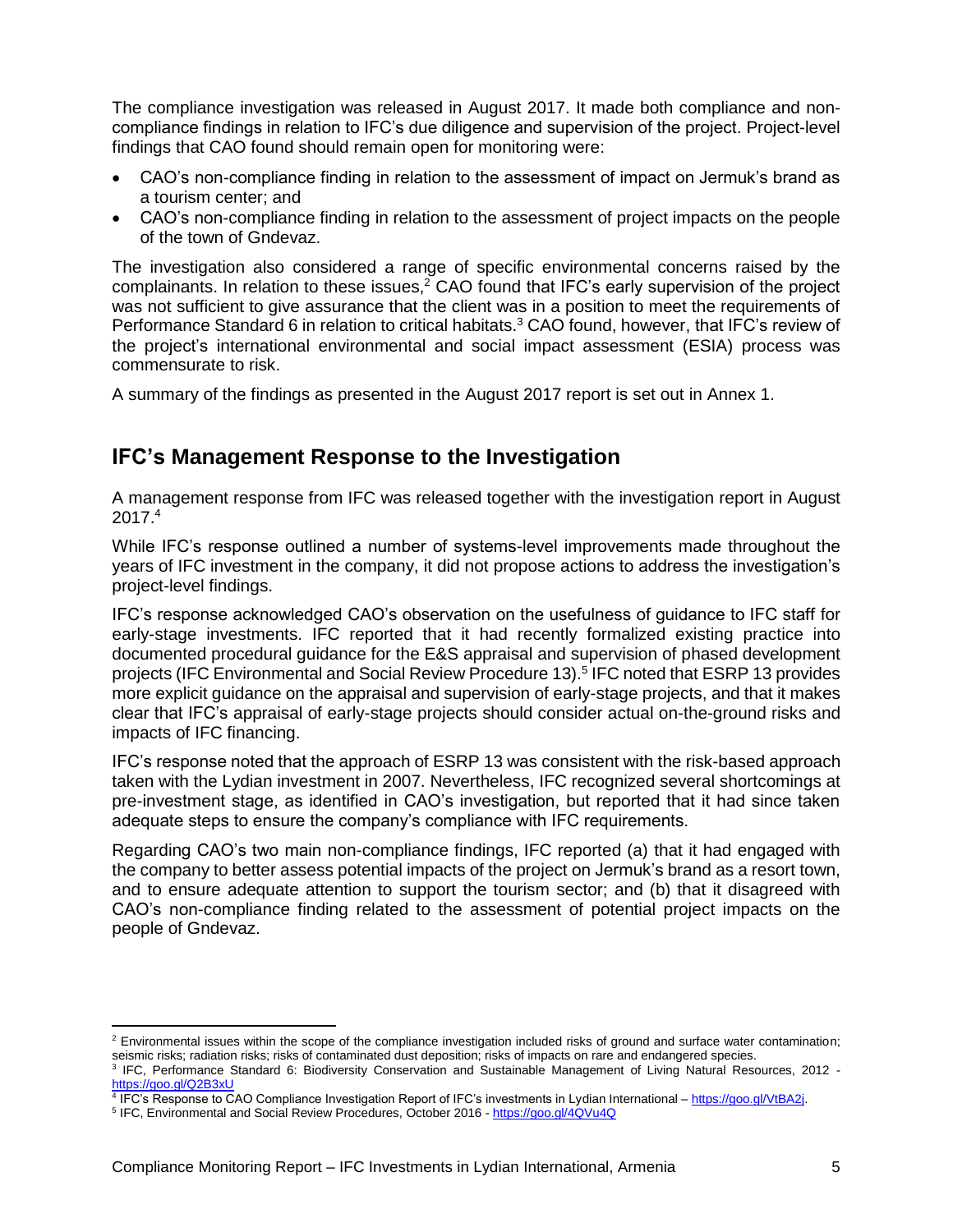The compliance investigation was released in August 2017. It made both compliance and non-compliance findings in relation to IFC's due diligence and supervision of the project. Project-level findings that CAO found should remain open for monitoring were:

- CAO's non-compliance finding in relation to the assessment of impact on Jermuk's brand as a tourism center; and
- CAO's non-compliance finding in relation to the assessment of project impacts on the people of the town of Gndevaz.

The investigation also considered a range of specific environmental concerns raised by the complainants. In relation to these issues,[2] CAO found that IFC's early supervision of the project was not sufficient to give assurance that the client was in a position to meet the requirements of Performance Standard 6 in relation to critical habitats.[3] CAO found, however, that IFC's review of the project's international environmental and social impact assessment (ESIA) process was commensurate to risk.

A summary of the findings as presented in the August 2017 report is set out in Annex 1.

## IFC's Management Response to the Investigation

A management response from IFC was released together with the investigation report in August 2017.[4]

While IFC's response outlined a number of systems-level improvements made throughout the years of IFC investment in the company, it did not propose actions to address the investigation's project-level findings.

IFC's response acknowledged CAO's observation on the usefulness of guidance to IFC staff for early-stage investments. IFC reported that it had recently formalized existing practice into documented procedural guidance for the E&S appraisal and supervision of phased development projects (IFC Environmental and Social Review Procedure 13).[5] IFC noted that ESRP 13 provides more explicit guidance on the appraisal and supervision of early-stage projects, and that it makes clear that IFC's appraisal of early-stage projects should consider actual on-the-ground risks and impacts of IFC financing.

IFC's response noted that the approach of ESRP 13 was consistent with the risk-based approach taken with the Lydian investment in 2007. Nevertheless, IFC recognized several shortcomings at pre-investment stage, as identified in CAO's investigation, but reported that it had since taken adequate steps to ensure the company's compliance with IFC requirements.

Regarding CAO's two main non-compliance findings, IFC reported (a) that it had engaged with the company to better assess potential impacts of the project on Jermuk's brand as a resort town, and to ensure adequate attention to support the tourism sector; and (b) that it disagreed with CAO's non-compliance finding related to the assessment of potential project impacts on the people of Gndevaz.

---

[2] Environmental issues within the scope of the compliance investigation included risks of ground and surface water contamination; seismic risks; radiation risks; risks of contaminated dust deposition; risks of impacts on rare and endangered species.

[3] IFC, Performance Standard 6: Biodiversity Conservation and Sustainable Management of Living Natural Resources, 2012 - https://goo.gl/Q2B3xU

[4] IFC's Response to CAO Compliance Investigation Report of IFC's investments in Lydian International – https://goo.gl/VtBA2j.

[5] IFC, Environmental and Social Review Procedures, October 2016 - https://goo.gl/4QVu4Q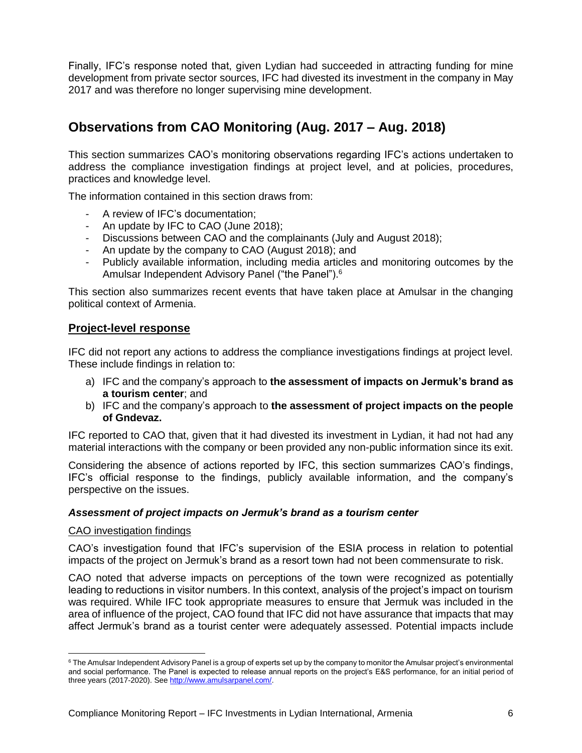Finally, IFC's response noted that, given Lydian had succeeded in attracting funding for mine development from private sector sources, IFC had divested its investment in the company in May 2017 and was therefore no longer supervising mine development.

## Observations from CAO Monitoring (Aug. 2017 – Aug. 2018)

This section summarizes CAO's monitoring observations regarding IFC's actions undertaken to address the compliance investigation findings at project level, and at policies, procedures, practices and knowledge level.

The information contained in this section draws from:

- A review of IFC's documentation;
- An update by IFC to CAO (June 2018);
- Discussions between CAO and the complainants (July and August 2018);
- An update by the company to CAO (August 2018); and
- Publicly available information, including media articles and monitoring outcomes by the Amulsar Independent Advisory Panel ("the Panel").[6]

This section also summarizes recent events that have taken place at Amulsar in the changing political context of Armenia.

### Project-level response

IFC did not report any actions to address the compliance investigations findings at project level. These include findings in relation to:

a) IFC and the company's approach to **the assessment of impacts on Jermuk's brand as a tourism center**; and
b) IFC and the company's approach to **the assessment of project impacts on the people of Gndevaz.**

IFC reported to CAO that, given that it had divested its investment in Lydian, it had not had any material interactions with the company or been provided any non-public information since its exit.

Considering the absence of actions reported by IFC, this section summarizes CAO's findings, IFC's official response to the findings, publicly available information, and the company's perspective on the issues.

#### *Assessment of project impacts on Jermuk's brand as a tourism center*

CAO investigation findings

CAO's investigation found that IFC's supervision of the ESIA process in relation to potential impacts of the project on Jermuk's brand as a resort town had not been commensurate to risk.

CAO noted that adverse impacts on perceptions of the town were recognized as potentially leading to reductions in visitor numbers. In this context, analysis of the project's impact on tourism was required. While IFC took appropriate measures to ensure that Jermuk was included in the area of influence of the project, CAO found that IFC did not have assurance that impacts that may affect Jermuk's brand as a tourist center were adequately assessed. Potential impacts include

[6] The Amulsar Independent Advisory Panel is a group of experts set up by the company to monitor the Amulsar project's environmental and social performance. The Panel is expected to release annual reports on the project's E&S performance, for an initial period of three years (2017-2020). See http://www.amulsarpanel.com/.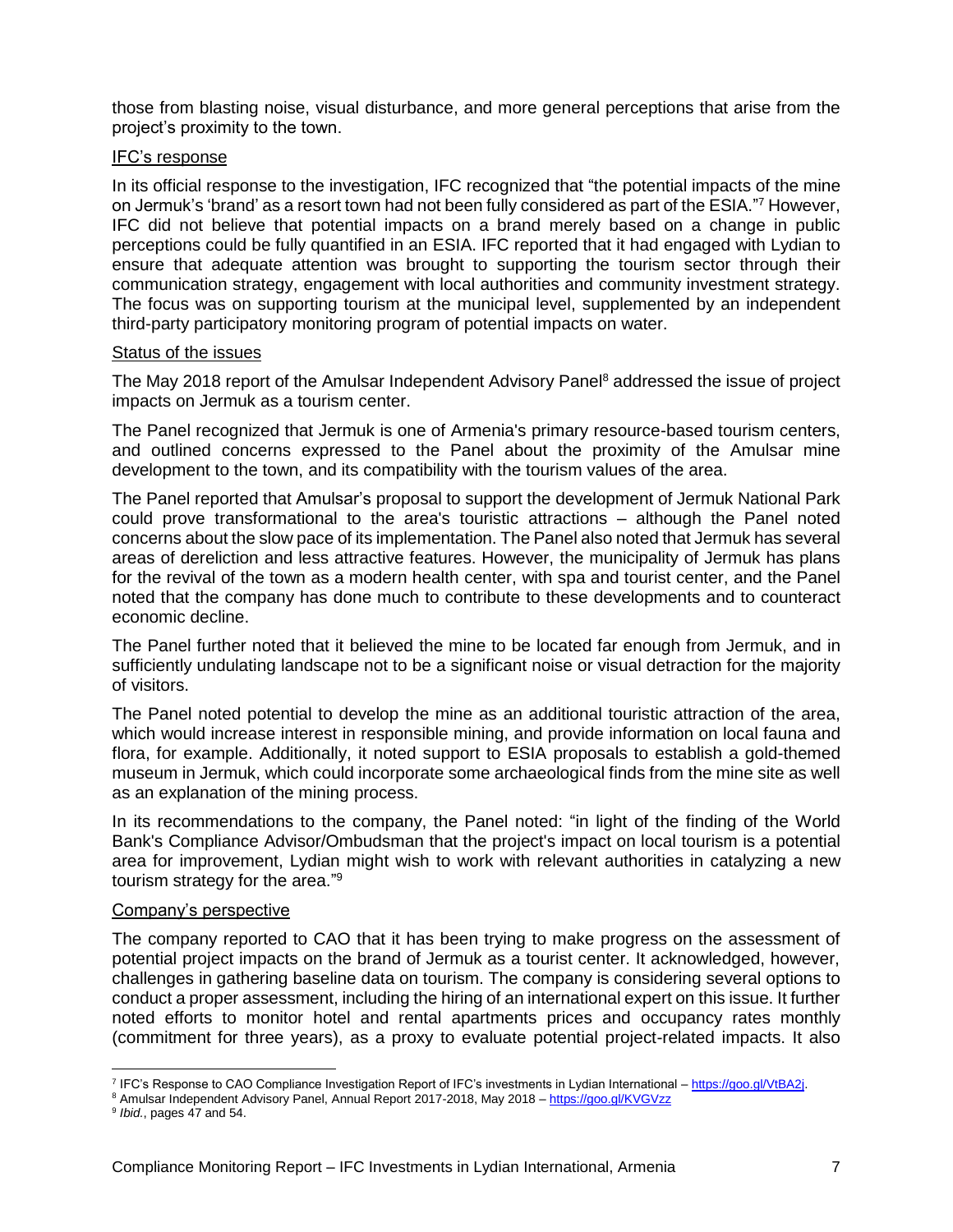those from blasting noise, visual disturbance, and more general perceptions that arise from the project's proximity to the town.

IFC's response

In its official response to the investigation, IFC recognized that "the potential impacts of the mine on Jermuk's 'brand' as a resort town had not been fully considered as part of the ESIA."[7] However, IFC did not believe that potential impacts on a brand merely based on a change in public perceptions could be fully quantified in an ESIA. IFC reported that it had engaged with Lydian to ensure that adequate attention was brought to supporting the tourism sector through their communication strategy, engagement with local authorities and community investment strategy. The focus was on supporting tourism at the municipal level, supplemented by an independent third-party participatory monitoring program of potential impacts on water.

Status of the issues

The May 2018 report of the Amulsar Independent Advisory Panel[8] addressed the issue of project impacts on Jermuk as a tourism center.

The Panel recognized that Jermuk is one of Armenia's primary resource-based tourism centers, and outlined concerns expressed to the Panel about the proximity of the Amulsar mine development to the town, and its compatibility with the tourism values of the area.

The Panel reported that Amulsar's proposal to support the development of Jermuk National Park could prove transformational to the area's touristic attractions – although the Panel noted concerns about the slow pace of its implementation. The Panel also noted that Jermuk has several areas of dereliction and less attractive features. However, the municipality of Jermuk has plans for the revival of the town as a modern health center, with spa and tourist center, and the Panel noted that the company has done much to contribute to these developments and to counteract economic decline.

The Panel further noted that it believed the mine to be located far enough from Jermuk, and in sufficiently undulating landscape not to be a significant noise or visual detraction for the majority of visitors.

The Panel noted potential to develop the mine as an additional touristic attraction of the area, which would increase interest in responsible mining, and provide information on local fauna and flora, for example. Additionally, it noted support to ESIA proposals to establish a gold-themed museum in Jermuk, which could incorporate some archaeological finds from the mine site as well as an explanation of the mining process.

In its recommendations to the company, the Panel noted: "in light of the finding of the World Bank's Compliance Advisor/Ombudsman that the project's impact on local tourism is a potential area for improvement, Lydian might wish to work with relevant authorities in catalyzing a new tourism strategy for the area."[9]

Company's perspective

The company reported to CAO that it has been trying to make progress on the assessment of potential project impacts on the brand of Jermuk as a tourist center. It acknowledged, however, challenges in gathering baseline data on tourism. The company is considering several options to conduct a proper assessment, including the hiring of an international expert on this issue. It further noted efforts to monitor hotel and rental apartments prices and occupancy rates monthly (commitment for three years), as a proxy to evaluate potential project-related impacts. It also

---

[7] IFC's Response to CAO Compliance Investigation Report of IFC's investments in Lydian International – https://goo.gl/VtBA2j.

[8] Amulsar Independent Advisory Panel, Annual Report 2017-2018, May 2018 – https://goo.gl/KVGVzz

[9] *Ibid.*, pages 47 and 54.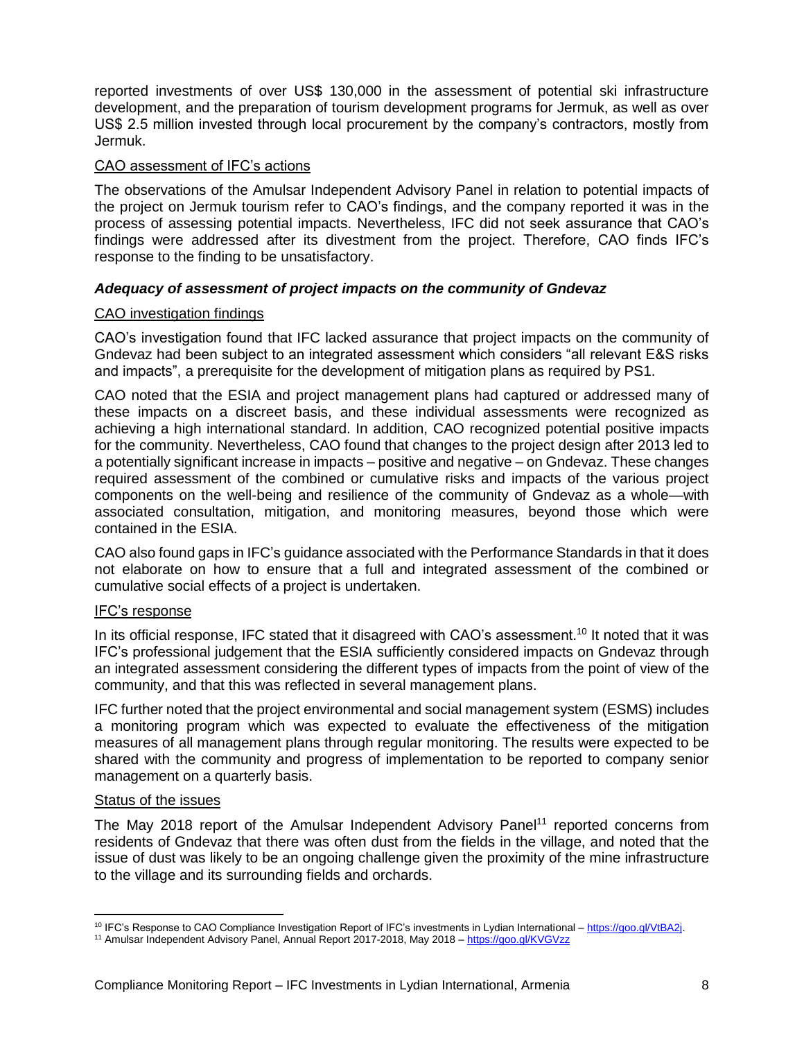reported investments of over US$ 130,000 in the assessment of potential ski infrastructure development, and the preparation of tourism development programs for Jermuk, as well as over US$ 2.5 million invested through local procurement by the company's contractors, mostly from Jermuk.

CAO assessment of IFC's actions

The observations of the Amulsar Independent Advisory Panel in relation to potential impacts of the project on Jermuk tourism refer to CAO's findings, and the company reported it was in the process of assessing potential impacts. Nevertheless, IFC did not seek assurance that CAO's findings were addressed after its divestment from the project. Therefore, CAO finds IFC's response to the finding to be unsatisfactory.

### *Adequacy of assessment of project impacts on the community of Gndevaz*

CAO investigation findings

CAO's investigation found that IFC lacked assurance that project impacts on the community of Gndevaz had been subject to an integrated assessment which considers "all relevant E&S risks and impacts", a prerequisite for the development of mitigation plans as required by PS1.

CAO noted that the ESIA and project management plans had captured or addressed many of these impacts on a discreet basis, and these individual assessments were recognized as achieving a high international standard. In addition, CAO recognized potential positive impacts for the community. Nevertheless, CAO found that changes to the project design after 2013 led to a potentially significant increase in impacts – positive and negative – on Gndevaz. These changes required assessment of the combined or cumulative risks and impacts of the various project components on the well-being and resilience of the community of Gndevaz as a whole—with associated consultation, mitigation, and monitoring measures, beyond those which were contained in the ESIA.

CAO also found gaps in IFC's guidance associated with the Performance Standards in that it does not elaborate on how to ensure that a full and integrated assessment of the combined or cumulative social effects of a project is undertaken.

IFC's response

In its official response, IFC stated that it disagreed with CAO's assessment.[10] It noted that it was IFC's professional judgement that the ESIA sufficiently considered impacts on Gndevaz through an integrated assessment considering the different types of impacts from the point of view of the community, and that this was reflected in several management plans.

IFC further noted that the project environmental and social management system (ESMS) includes a monitoring program which was expected to evaluate the effectiveness of the mitigation measures of all management plans through regular monitoring. The results were expected to be shared with the community and progress of implementation to be reported to company senior management on a quarterly basis.

Status of the issues

The May 2018 report of the Amulsar Independent Advisory Panel[11] reported concerns from residents of Gndevaz that there was often dust from the fields in the village, and noted that the issue of dust was likely to be an ongoing challenge given the proximity of the mine infrastructure to the village and its surrounding fields and orchards.

---

[10] IFC's Response to CAO Compliance Investigation Report of IFC's investments in Lydian International – https://goo.gl/VtBA2j.

[11] Amulsar Independent Advisory Panel, Annual Report 2017-2018, May 2018 – https://goo.gl/KVGVzz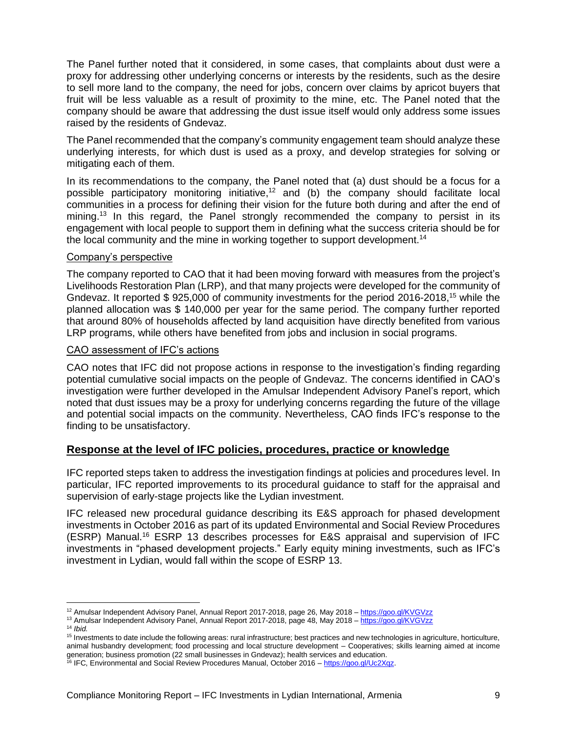The Panel further noted that it considered, in some cases, that complaints about dust were a proxy for addressing other underlying concerns or interests by the residents, such as the desire to sell more land to the company, the need for jobs, concern over claims by apricot buyers that fruit will be less valuable as a result of proximity to the mine, etc. The Panel noted that the company should be aware that addressing the dust issue itself would only address some issues raised by the residents of Gndevaz.

The Panel recommended that the company's community engagement team should analyze these underlying interests, for which dust is used as a proxy, and develop strategies for solving or mitigating each of them.

In its recommendations to the company, the Panel noted that (a) dust should be a focus for a possible participatory monitoring initiative,[12] and (b) the company should facilitate local communities in a process for defining their vision for the future both during and after the end of mining.[13] In this regard, the Panel strongly recommended the company to persist in its engagement with local people to support them in defining what the success criteria should be for the local community and the mine in working together to support development.[14]

Company's perspective

The company reported to CAO that it had been moving forward with measures from the project's Livelihoods Restoration Plan (LRP), and that many projects were developed for the community of Gndevaz. It reported $ 925,000 of community investments for the period 2016-2018,[15] while the planned allocation was $ 140,000 per year for the same period. The company further reported that around 80% of households affected by land acquisition have directly benefited from various LRP programs, while others have benefited from jobs and inclusion in social programs.

CAO assessment of IFC's actions

CAO notes that IFC did not propose actions in response to the investigation's finding regarding potential cumulative social impacts on the people of Gndevaz. The concerns identified in CAO's investigation were further developed in the Amulsar Independent Advisory Panel's report, which noted that dust issues may be a proxy for underlying concerns regarding the future of the village and potential social impacts on the community. Nevertheless, CAO finds IFC's response to the finding to be unsatisfactory.

## Response at the level of IFC policies, procedures, practice or knowledge

IFC reported steps taken to address the investigation findings at policies and procedures level. In particular, IFC reported improvements to its procedural guidance to staff for the appraisal and supervision of early-stage projects like the Lydian investment.

IFC released new procedural guidance describing its E&S approach for phased development investments in October 2016 as part of its updated Environmental and Social Review Procedures (ESRP) Manual.[16] ESRP 13 describes processes for E&S appraisal and supervision of IFC investments in "phased development projects." Early equity mining investments, such as IFC's investment in Lydian, would fall within the scope of ESRP 13.

---

[12] Amulsar Independent Advisory Panel, Annual Report 2017-2018, page 26, May 2018 – https://goo.gl/KVGVzz

[13] Amulsar Independent Advisory Panel, Annual Report 2017-2018, page 48, May 2018 – https://goo.gl/KVGVzz

[14] *Ibid.*

[15] Investments to date include the following areas: rural infrastructure; best practices and new technologies in agriculture, horticulture, animal husbandry development; food processing and local structure development – Cooperatives; skills learning aimed at income generation; business promotion (22 small businesses in Gndevaz); health services and education.

[16] IFC, Environmental and Social Review Procedures Manual, October 2016 – https://goo.gl/Uc2Xqz.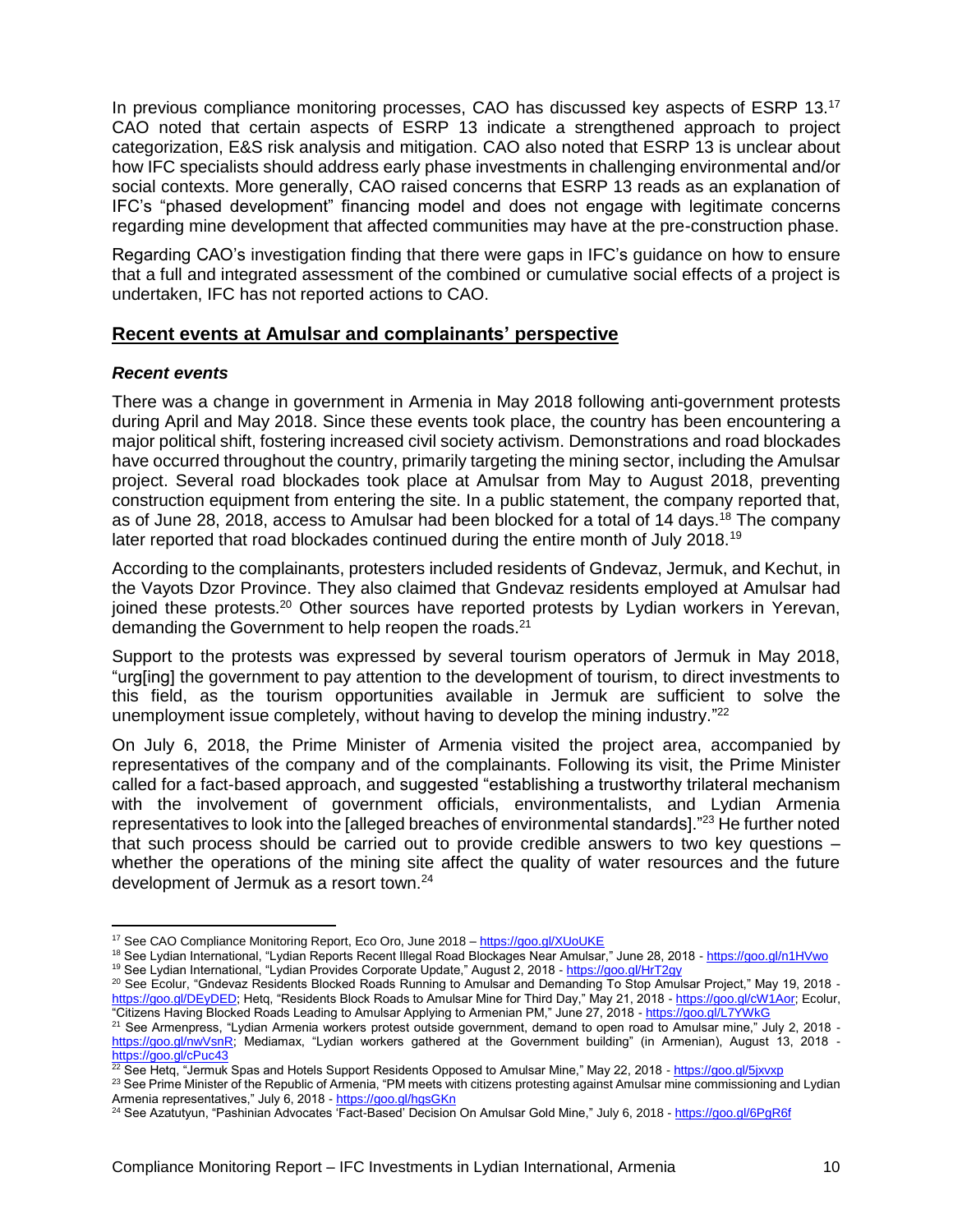In previous compliance monitoring processes, CAO has discussed key aspects of ESRP 13.[17] CAO noted that certain aspects of ESRP 13 indicate a strengthened approach to project categorization, E&S risk analysis and mitigation. CAO also noted that ESRP 13 is unclear about how IFC specialists should address early phase investments in challenging environmental and/or social contexts. More generally, CAO raised concerns that ESRP 13 reads as an explanation of IFC's "phased development" financing model and does not engage with legitimate concerns regarding mine development that affected communities may have at the pre-construction phase.

Regarding CAO's investigation finding that there were gaps in IFC's guidance on how to ensure that a full and integrated assessment of the combined or cumulative social effects of a project is undertaken, IFC has not reported actions to CAO.

## Recent events at Amulsar and complainants' perspective

### *Recent events*

There was a change in government in Armenia in May 2018 following anti-government protests during April and May 2018. Since these events took place, the country has been encountering a major political shift, fostering increased civil society activism. Demonstrations and road blockades have occurred throughout the country, primarily targeting the mining sector, including the Amulsar project. Several road blockades took place at Amulsar from May to August 2018, preventing construction equipment from entering the site. In a public statement, the company reported that, as of June 28, 2018, access to Amulsar had been blocked for a total of 14 days.[18] The company later reported that road blockades continued during the entire month of July 2018.[19]

According to the complainants, protesters included residents of Gndevaz, Jermuk, and Kechut, in the Vayots Dzor Province. They also claimed that Gndevaz residents employed at Amulsar had joined these protests.[20] Other sources have reported protests by Lydian workers in Yerevan, demanding the Government to help reopen the roads.[21]

Support to the protests was expressed by several tourism operators of Jermuk in May 2018, "urg[ing] the government to pay attention to the development of tourism, to direct investments to this field, as the tourism opportunities available in Jermuk are sufficient to solve the unemployment issue completely, without having to develop the mining industry."[22]

On July 6, 2018, the Prime Minister of Armenia visited the project area, accompanied by representatives of the company and of the complainants. Following its visit, the Prime Minister called for a fact-based approach, and suggested "establishing a trustworthy trilateral mechanism with the involvement of government officials, environmentalists, and Lydian Armenia representatives to look into the [alleged breaches of environmental standards]."[23] He further noted that such process should be carried out to provide credible answers to two key questions – whether the operations of the mining site affect the quality of water resources and the future development of Jermuk as a resort town.[24]

---

[17] See CAO Compliance Monitoring Report, Eco Oro, June 2018 – https://goo.gl/XUoUKE

[18] See Lydian International, "Lydian Reports Recent Illegal Road Blockages Near Amulsar," June 28, 2018 - https://goo.gl/n1HVwo

[19] See Lydian International, "Lydian Provides Corporate Update," August 2, 2018 - https://goo.gl/HrT2gy

[20] See Ecolur, "Gndevaz Residents Blocked Roads Running to Amulsar and Demanding To Stop Amulsar Project," May 19, 2018 - https://goo.gl/DEyDED; Hetq, "Residents Block Roads to Amulsar Mine for Third Day," May 21, 2018 - https://goo.gl/cW1Aor; Ecolur, "Citizens Having Blocked Roads Leading to Amulsar Applying to Armenian PM," June 27, 2018 - https://goo.gl/L7YWkG

[21] See Armenpress, "Lydian Armenia workers protest outside government, demand to open road to Amulsar mine," July 2, 2018 - https://goo.gl/nwVsnR; Mediamax, "Lydian workers gathered at the Government building" (in Armenian), August 13, 2018 - https://goo.gl/cPuc43

[22] See Hetq, "Jermuk Spas and Hotels Support Residents Opposed to Amulsar Mine," May 22, 2018 - https://goo.gl/5jxvxp

[23] See Prime Minister of the Republic of Armenia, "PM meets with citizens protesting against Amulsar mine commissioning and Lydian Armenia representatives," July 6, 2018 - https://goo.gl/hqsGKn

[24] See Azatutyun, "Pashinian Advocates 'Fact-Based' Decision On Amulsar Gold Mine," July 6, 2018 - https://goo.gl/6PgR6f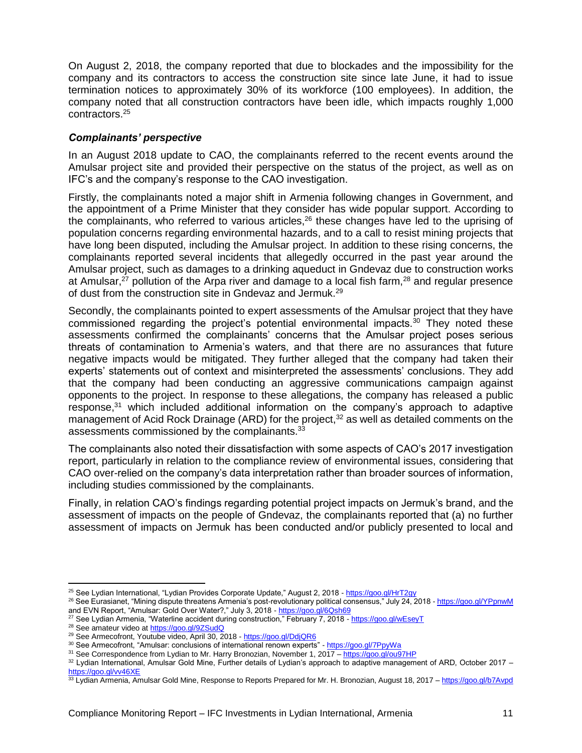On August 2, 2018, the company reported that due to blockades and the impossibility for the company and its contractors to access the construction site since late June, it had to issue termination notices to approximately 30% of its workforce (100 employees). In addition, the company noted that all construction contractors have been idle, which impacts roughly 1,000 contractors.[25]

### *Complainants' perspective*

In an August 2018 update to CAO, the complainants referred to the recent events around the Amulsar project site and provided their perspective on the status of the project, as well as on IFC's and the company's response to the CAO investigation.

Firstly, the complainants noted a major shift in Armenia following changes in Government, and the appointment of a Prime Minister that they consider has wide popular support. According to the complainants, who referred to various articles,[26] these changes have led to the uprising of population concerns regarding environmental hazards, and to a call to resist mining projects that have long been disputed, including the Amulsar project. In addition to these rising concerns, the complainants reported several incidents that allegedly occurred in the past year around the Amulsar project, such as damages to a drinking aqueduct in Gndevaz due to construction works at Amulsar,[27] pollution of the Arpa river and damage to a local fish farm,[28] and regular presence of dust from the construction site in Gndevaz and Jermuk.[29]

Secondly, the complainants pointed to expert assessments of the Amulsar project that they have commissioned regarding the project's potential environmental impacts.[30] They noted these assessments confirmed the complainants' concerns that the Amulsar project poses serious threats of contamination to Armenia's waters, and that there are no assurances that future negative impacts would be mitigated. They further alleged that the company had taken their experts' statements out of context and misinterpreted the assessments' conclusions. They add that the company had been conducting an aggressive communications campaign against opponents to the project. In response to these allegations, the company has released a public response,[31] which included additional information on the company's approach to adaptive management of Acid Rock Drainage (ARD) for the project,[32] as well as detailed comments on the assessments commissioned by the complainants.[33]

The complainants also noted their dissatisfaction with some aspects of CAO's 2017 investigation report, particularly in relation to the compliance review of environmental issues, considering that CAO over-relied on the company's data interpretation rather than broader sources of information, including studies commissioned by the complainants.

Finally, in relation CAO's findings regarding potential project impacts on Jermuk's brand, and the assessment of impacts on the people of Gndevaz, the complainants reported that (a) no further assessment of impacts on Jermuk has been conducted and/or publicly presented to local and

---

[25] See Lydian International, "Lydian Provides Corporate Update," August 2, 2018 - https://goo.gl/HrT2gy

[26] See Eurasianet, "Mining dispute threatens Armenia's post-revolutionary political consensus," July 24, 2018 - https://goo.gl/YPpnwM and EVN Report, "Amulsar: Gold Over Water?," July 3, 2018 - https://goo.gl/6Qsh69

[27] See Lydian Armenia, "Waterline accident during construction," February 7, 2018 - https://goo.gl/wEseyT

[28] See amateur video at https://goo.gl/9ZSudQ

[29] See Armecofront, Youtube video, April 30, 2018 - https://goo.gl/DdjQR6

[30] See Armecofront, "Amulsar: conclusions of international renown experts" - https://goo.gl/7PpyWa

[31] See Correspondence from Lydian to Mr. Harry Bronozian, November 1, 2017 – https://goo.gl/ou97HP

[32] Lydian International, Amulsar Gold Mine, Further details of Lydian's approach to adaptive management of ARD, October 2017 – https://goo.gl/vv46XE

[33] Lydian Armenia, Amulsar Gold Mine, Response to Reports Prepared for Mr. H. Bronozian, August 18, 2017 – https://goo.gl/b7Avpd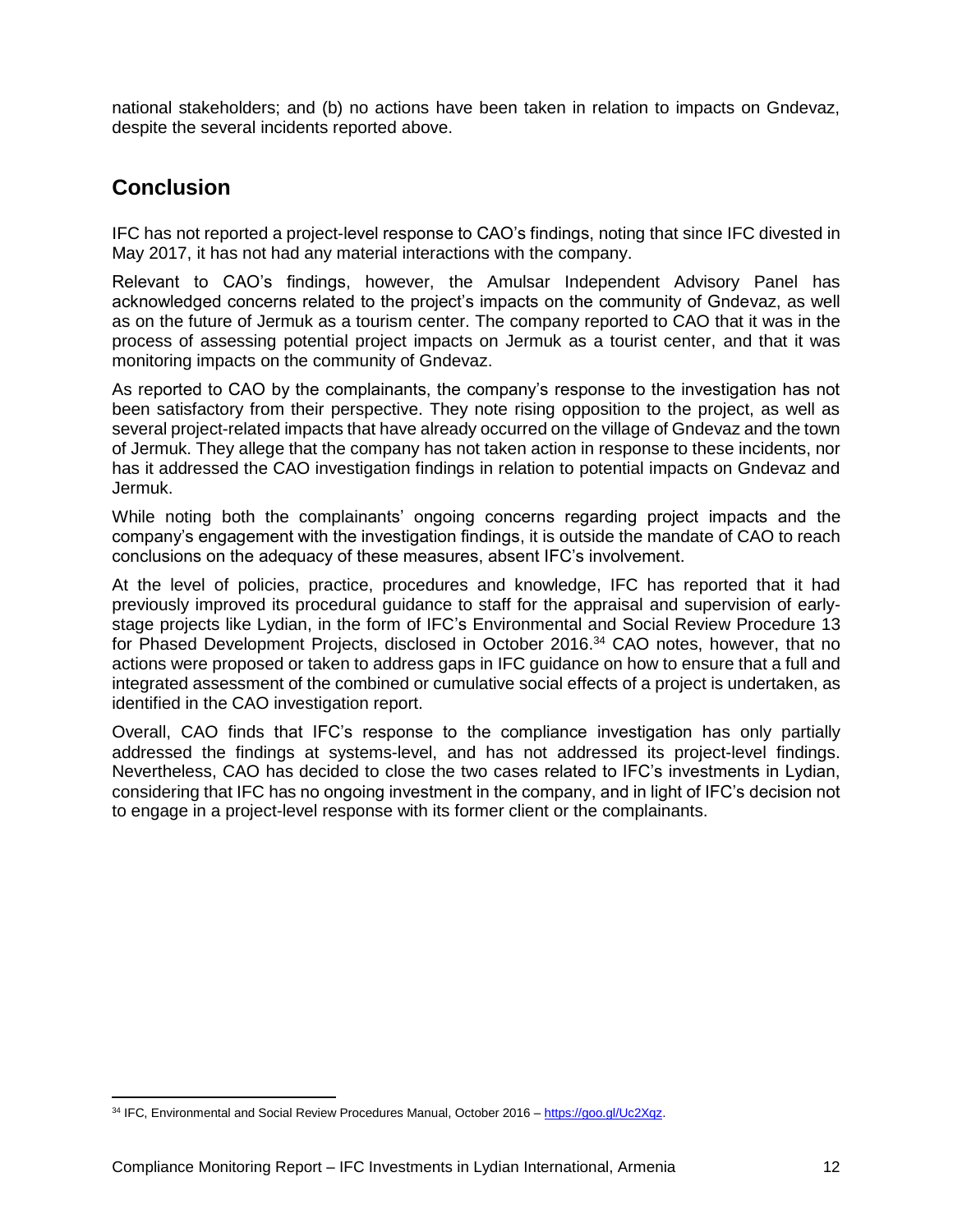national stakeholders; and (b) no actions have been taken in relation to impacts on Gndevaz, despite the several incidents reported above.

## Conclusion

IFC has not reported a project-level response to CAO's findings, noting that since IFC divested in May 2017, it has not had any material interactions with the company.

Relevant to CAO's findings, however, the Amulsar Independent Advisory Panel has acknowledged concerns related to the project's impacts on the community of Gndevaz, as well as on the future of Jermuk as a tourism center. The company reported to CAO that it was in the process of assessing potential project impacts on Jermuk as a tourist center, and that it was monitoring impacts on the community of Gndevaz.

As reported to CAO by the complainants, the company's response to the investigation has not been satisfactory from their perspective. They note rising opposition to the project, as well as several project-related impacts that have already occurred on the village of Gndevaz and the town of Jermuk. They allege that the company has not taken action in response to these incidents, nor has it addressed the CAO investigation findings in relation to potential impacts on Gndevaz and Jermuk.

While noting both the complainants' ongoing concerns regarding project impacts and the company's engagement with the investigation findings, it is outside the mandate of CAO to reach conclusions on the adequacy of these measures, absent IFC's involvement.

At the level of policies, practice, procedures and knowledge, IFC has reported that it had previously improved its procedural guidance to staff for the appraisal and supervision of early-stage projects like Lydian, in the form of IFC's Environmental and Social Review Procedure 13 for Phased Development Projects, disclosed in October 2016.[34] CAO notes, however, that no actions were proposed or taken to address gaps in IFC guidance on how to ensure that a full and integrated assessment of the combined or cumulative social effects of a project is undertaken, as identified in the CAO investigation report.

Overall, CAO finds that IFC's response to the compliance investigation has only partially addressed the findings at systems-level, and has not addressed its project-level findings. Nevertheless, CAO has decided to close the two cases related to IFC's investments in Lydian, considering that IFC has no ongoing investment in the company, and in light of IFC's decision not to engage in a project-level response with its former client or the complainants.

---

[34] IFC, Environmental and Social Review Procedures Manual, October 2016 – https://goo.gl/Uc2Xqz.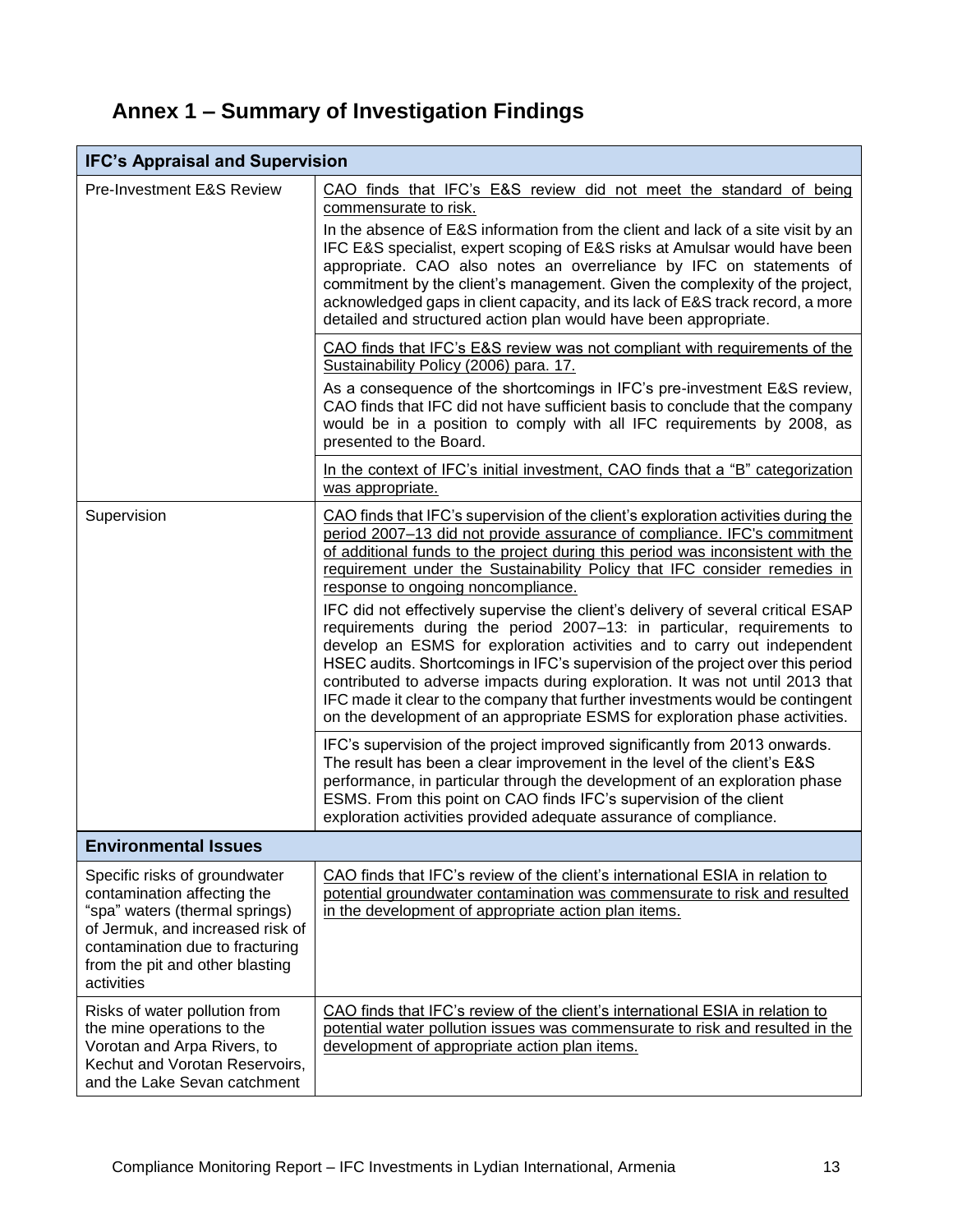## Annex 1 – Summary of Investigation Findings

| IFC's Appraisal and Supervision | |
|---|---|
| Pre-Investment E&S Review | CAO finds that IFC's E&S review did not meet the standard of being commensurate to risk.<br><br>In the absence of E&S information from the client and lack of a site visit by an IFC E&S specialist, expert scoping of E&S risks at Amulsar would have been appropriate. CAO also notes an overreliance by IFC on statements of commitment by the client's management. Given the complexity of the project, acknowledged gaps in client capacity, and its lack of E&S track record, a more detailed and structured action plan would have been appropriate. |
| | CAO finds that IFC's E&S review was not compliant with requirements of the Sustainability Policy (2006) para. 17.<br><br>As a consequence of the shortcomings in IFC's pre-investment E&S review, CAO finds that IFC did not have sufficient basis to conclude that the company would be in a position to comply with all IFC requirements by 2008, as presented to the Board. |
| | In the context of IFC's initial investment, CAO finds that a "B" categorization was appropriate. |
| Supervision | CAO finds that IFC's supervision of the client's exploration activities during the period 2007–13 did not provide assurance of compliance. IFC's commitment of additional funds to the project during this period was inconsistent with the requirement under the Sustainability Policy that IFC consider remedies in response to ongoing noncompliance.<br><br>IFC did not effectively supervise the client's delivery of several critical ESAP requirements during the period 2007–13: in particular, requirements to develop an ESMS for exploration activities and to carry out independent HSEC audits. Shortcomings in IFC's supervision of the project over this period contributed to adverse impacts during exploration. It was not until 2013 that IFC made it clear to the company that further investments would be contingent on the development of an appropriate ESMS for exploration phase activities. |
| | IFC's supervision of the project improved significantly from 2013 onwards. The result has been a clear improvement in the level of the client's E&S performance, in particular through the development of an exploration phase ESMS. From this point on CAO finds IFC's supervision of the client exploration activities provided adequate assurance of compliance. |
| **Environmental Issues** | |
| Specific risks of groundwater contamination affecting the "spa" waters (thermal springs) of Jermuk, and increased risk of contamination due to fracturing from the pit and other blasting activities | CAO finds that IFC's review of the client's international ESIA in relation to potential groundwater contamination was commensurate to risk and resulted in the development of appropriate action plan items. |
| Risks of water pollution from the mine operations to the Vorotan and Arpa Rivers, to Kechut and Vorotan Reservoirs, and the Lake Sevan catchment | CAO finds that IFC's review of the client's international ESIA in relation to potential water pollution issues was commensurate to risk and resulted in the development of appropriate action plan items. |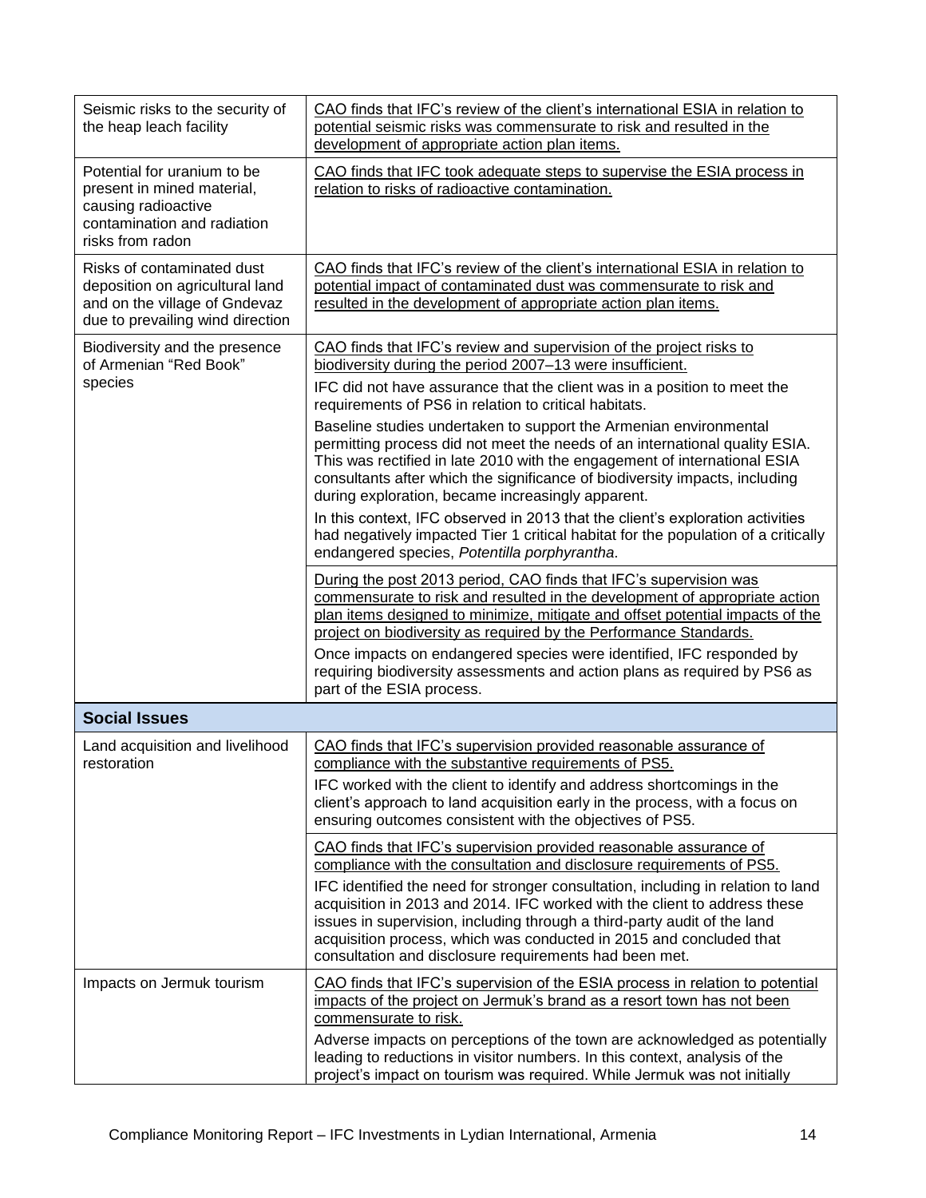| | |
|---|---|
| Seismic risks to the security of the heap leach facility | CAO finds that IFC's review of the client's international ESIA in relation to potential seismic risks was commensurate to risk and resulted in the development of appropriate action plan items. |
| Potential for uranium to be present in mined material, causing radioactive contamination and radiation risks from radon | CAO finds that IFC took adequate steps to supervise the ESIA process in relation to risks of radioactive contamination. |
| Risks of contaminated dust deposition on agricultural land and on the village of Gndevaz due to prevailing wind direction | CAO finds that IFC's review of the client's international ESIA in relation to potential impact of contaminated dust was commensurate to risk and resulted in the development of appropriate action plan items. |
| Biodiversity and the presence of Armenian "Red Book" species | CAO finds that IFC's review and supervision of the project risks to biodiversity during the period 2007–13 were insufficient.<br><br>IFC did not have assurance that the client was in a position to meet the requirements of PS6 in relation to critical habitats.<br><br>Baseline studies undertaken to support the Armenian environmental permitting process did not meet the needs of an international quality ESIA. This was rectified in late 2010 with the engagement of international ESIA consultants after which the significance of biodiversity impacts, including during exploration, became increasingly apparent.<br><br>In this context, IFC observed in 2013 that the client's exploration activities had negatively impacted Tier 1 critical habitat for the population of a critically endangered species, *Potentilla porphyrantha*. |
| | During the post 2013 period, CAO finds that IFC's supervision was commensurate to risk and resulted in the development of appropriate action plan items designed to minimize, mitigate and offset potential impacts of the project on biodiversity as required by the Performance Standards.<br><br>Once impacts on endangered species were identified, IFC responded by requiring biodiversity assessments and action plans as required by PS6 as part of the ESIA process. |
| **Social Issues** | |
| Land acquisition and livelihood restoration | CAO finds that IFC's supervision provided reasonable assurance of compliance with the substantive requirements of PS5.<br><br>IFC worked with the client to identify and address shortcomings in the client's approach to land acquisition early in the process, with a focus on ensuring outcomes consistent with the objectives of PS5. |
| | CAO finds that IFC's supervision provided reasonable assurance of compliance with the consultation and disclosure requirements of PS5.<br><br>IFC identified the need for stronger consultation, including in relation to land acquisition in 2013 and 2014. IFC worked with the client to address these issues in supervision, including through a third-party audit of the land acquisition process, which was conducted in 2015 and concluded that consultation and disclosure requirements had been met. |
| Impacts on Jermuk tourism | CAO finds that IFC's supervision of the ESIA process in relation to potential impacts of the project on Jermuk's brand as a resort town has not been commensurate to risk.<br><br>Adverse impacts on perceptions of the town are acknowledged as potentially leading to reductions in visitor numbers. In this context, analysis of the project's impact on tourism was required. While Jermuk was not initially |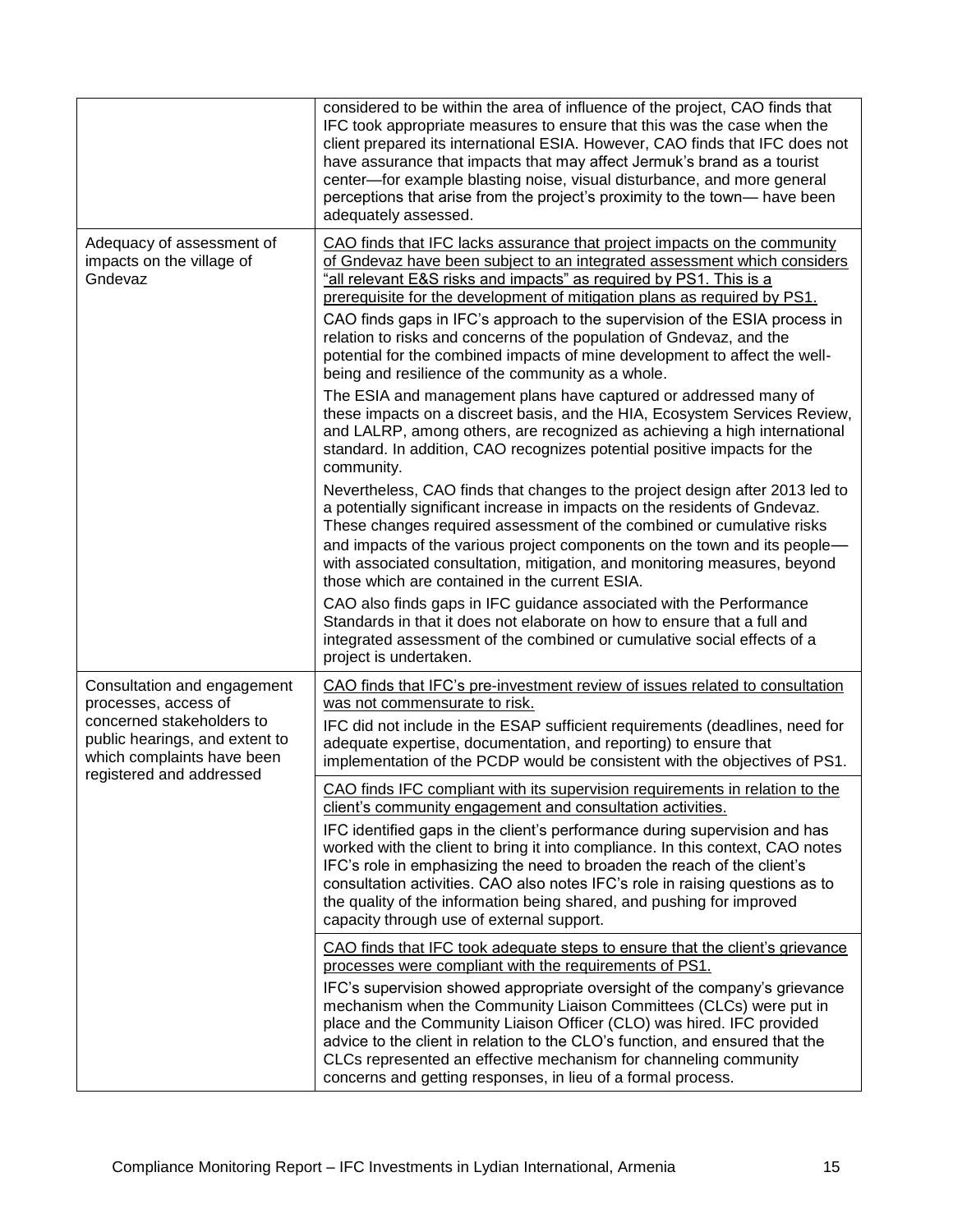| | |
|---|---|
| | considered to be within the area of influence of the project, CAO finds that IFC took appropriate measures to ensure that this was the case when the client prepared its international ESIA. However, CAO finds that IFC does not have assurance that impacts that may affect Jermuk's brand as a tourist center—for example blasting noise, visual disturbance, and more general perceptions that arise from the project's proximity to the town— have been adequately assessed. |
| Adequacy of assessment of impacts on the village of Gndevaz | <u>CAO finds that IFC lacks assurance that project impacts on the community of Gndevaz have been subject to an integrated assessment which considers "all relevant E&S risks and impacts" as required by PS1. This is a prerequisite for the development of mitigation plans as required by PS1.</u><br><br>CAO finds gaps in IFC's approach to the supervision of the ESIA process in relation to risks and concerns of the population of Gndevaz, and the potential for the combined impacts of mine development to affect the well-being and resilience of the community as a whole.<br><br>The ESIA and management plans have captured or addressed many of these impacts on a discreet basis, and the HIA, Ecosystem Services Review, and LALRP, among others, are recognized as achieving a high international standard. In addition, CAO recognizes potential positive impacts for the community.<br><br>Nevertheless, CAO finds that changes to the project design after 2013 led to a potentially significant increase in impacts on the residents of Gndevaz. These changes required assessment of the combined or cumulative risks and impacts of the various project components on the town and its people—with associated consultation, mitigation, and monitoring measures, beyond those which are contained in the current ESIA.<br><br>CAO also finds gaps in IFC guidance associated with the Performance Standards in that it does not elaborate on how to ensure that a full and integrated assessment of the combined or cumulative social effects of a project is undertaken. |
| Consultation and engagement processes, access of concerned stakeholders to public hearings, and extent to which complaints have been registered and addressed | <u>CAO finds that IFC's pre-investment review of issues related to consultation was not commensurate to risk.</u><br><br>IFC did not include in the ESAP sufficient requirements (deadlines, need for adequate expertise, documentation, and reporting) to ensure that implementation of the PCDP would be consistent with the objectives of PS1. |
| | <u>CAO finds IFC compliant with its supervision requirements in relation to the client's community engagement and consultation activities.</u><br><br>IFC identified gaps in the client's performance during supervision and has worked with the client to bring it into compliance. In this context, CAO notes IFC's role in emphasizing the need to broaden the reach of the client's consultation activities. CAO also notes IFC's role in raising questions as to the quality of the information being shared, and pushing for improved capacity through use of external support. |
| | <u>CAO finds that IFC took adequate steps to ensure that the client's grievance processes were compliant with the requirements of PS1.</u><br><br>IFC's supervision showed appropriate oversight of the company's grievance mechanism when the Community Liaison Committees (CLCs) were put in place and the Community Liaison Officer (CLO) was hired. IFC provided advice to the client in relation to the CLO's function, and ensured that the CLCs represented an effective mechanism for channeling community concerns and getting responses, in lieu of a formal process. |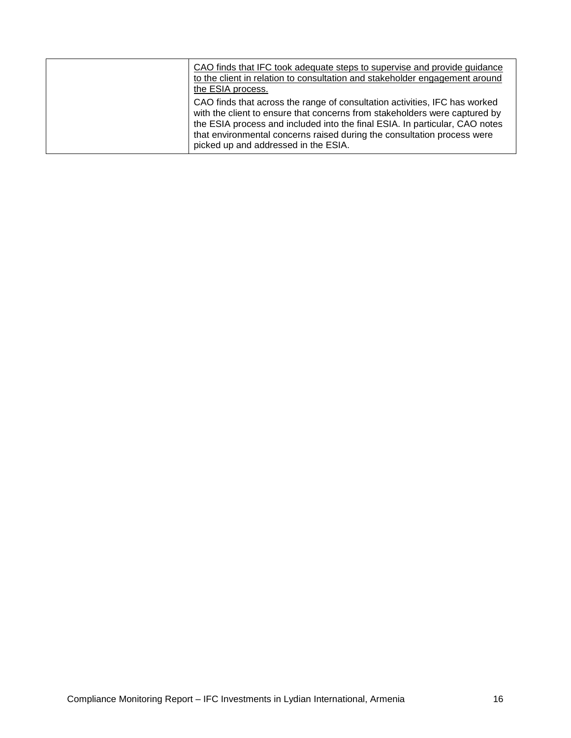| | |
|---|---|
| | <u>CAO finds that IFC took adequate steps to supervise and provide guidance to the client in relation to consultation and stakeholder engagement around the ESIA process.</u><br><br>CAO finds that across the range of consultation activities, IFC has worked with the client to ensure that concerns from stakeholders were captured by the ESIA process and included into the final ESIA. In particular, CAO notes that environmental concerns raised during the consultation process were picked up and addressed in the ESIA. |